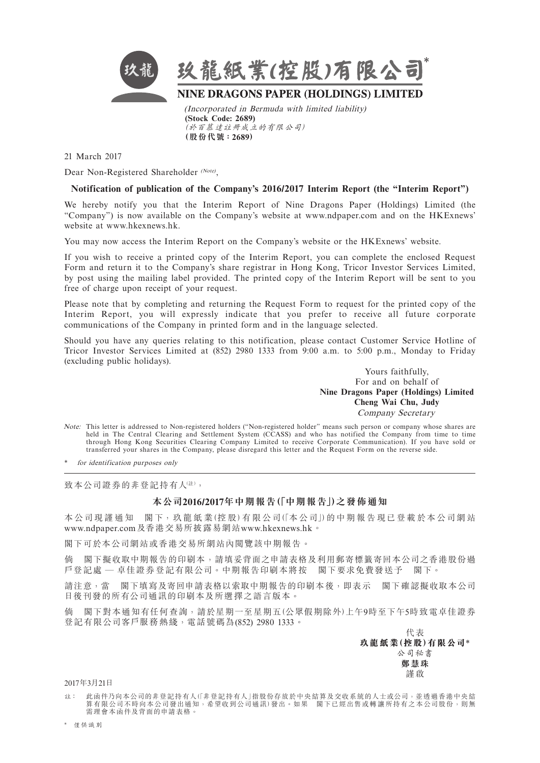# 玖龍紙業(控股)有限公司*

## NINE DRAGONS PAPER (HOLDINGS) LIMITED

*(Incorporated in Bermuda with limited liability)*
**(Stock Code: 2689)**
*(於百慕達註冊成立的有限公司)*
**(股份代號：2689)**

21 March 2017

Dear Non-Registered Shareholder *(Note)*,

**Notification of publication of the Company's 2016/2017 Interim Report (the "Interim Report")**

We hereby notify you that the Interim Report of Nine Dragons Paper (Holdings) Limited (the "Company") is now available on the Company's website at www.ndpaper.com and on the HKExnews' website at www.hkexnews.hk.

You may now access the Interim Report on the Company's website or the HKExnews' website.

If you wish to receive a printed copy of the Interim Report, you can complete the enclosed Request Form and return it to the Company's share registrar in Hong Kong, Tricor Investor Services Limited, by post using the mailing label provided. The printed copy of the Interim Report will be sent to you free of charge upon receipt of your request.

Please note that by completing and returning the Request Form to request for the printed copy of the Interim Report, you will expressly indicate that you prefer to receive all future corporate communications of the Company in printed form and in the language selected.

Should you have any queries relating to this notification, please contact Customer Service Hotline of Tricor Investor Services Limited at (852) 2980 1333 from 9:00 a.m. to 5:00 p.m., Monday to Friday (excluding public holidays).

Yours faithfully,
For and on behalf of
**Nine Dragons Paper (Holdings) Limited**
**Cheng Wai Chu, Judy**
*Company Secretary*

*Note:* This letter is addressed to Non-registered holders ("Non-registered holder" means such person or company whose shares are held in The Central Clearing and Settlement System (CCASS) and who has notified the Company from time to time through Hong Kong Securities Clearing Company Limited to receive Corporate Communication). If you have sold or transferred your shares in the Company, please disregard this letter and the Request Form on the reverse side.

\* *for identification purposes only*

---

致本公司證券的非登記持有人(註)，

**本公司2016/2017年中期報告(「中期報告」)之發佈通知**

本公司現謹通知 閣下，玖龍紙業(控股)有限公司(「本公司」)的中期報告現已登載於本公司網站www.ndpaper.com及香港交易所披露易網站www.hkexnews.hk。

閣下可於本公司網站或香港交易所網站內閱覽該中期報告。

倘 閣下擬收取中期報告的印刷本，請填妥背面之申請表格及利用郵寄標籤寄回本公司之香港股份過戶登記處 — 卓佳證券登記有限公司。中期報告印刷本將按 閣下要求免費發送予 閣下。

請注意，當 閣下填寫及寄回申請表格以索取中期報告的印刷本後，即表示 閣下確認擬收取本公司日後刊發的所有公司通訊的印刷本及所選擇之語言版本。

倘 閣下對本通知有任何查詢，請於星期一至星期五(公眾假期除外)上午9時至下午5時致電卓佳證券登記有限公司客戶服務熱綫，電話號碼為(852) 2980 1333。

代表
**玖龍紙業(控股)有限公司\***
公司秘書
**鄭慧珠**
謹啟

2017年3月21日

註： 此函件乃向本公司的非登記持有人(「非登記持有人」指股份存放於中央結算及交收系統的人士或公司，並透過香港中央結算有限公司不時向本公司發出通知，希望收到公司通訊)發出。如果 閣下已經出售或轉讓所持有之本公司股份，則無需理會本函件及背面的申請表格。

\* 僅供識別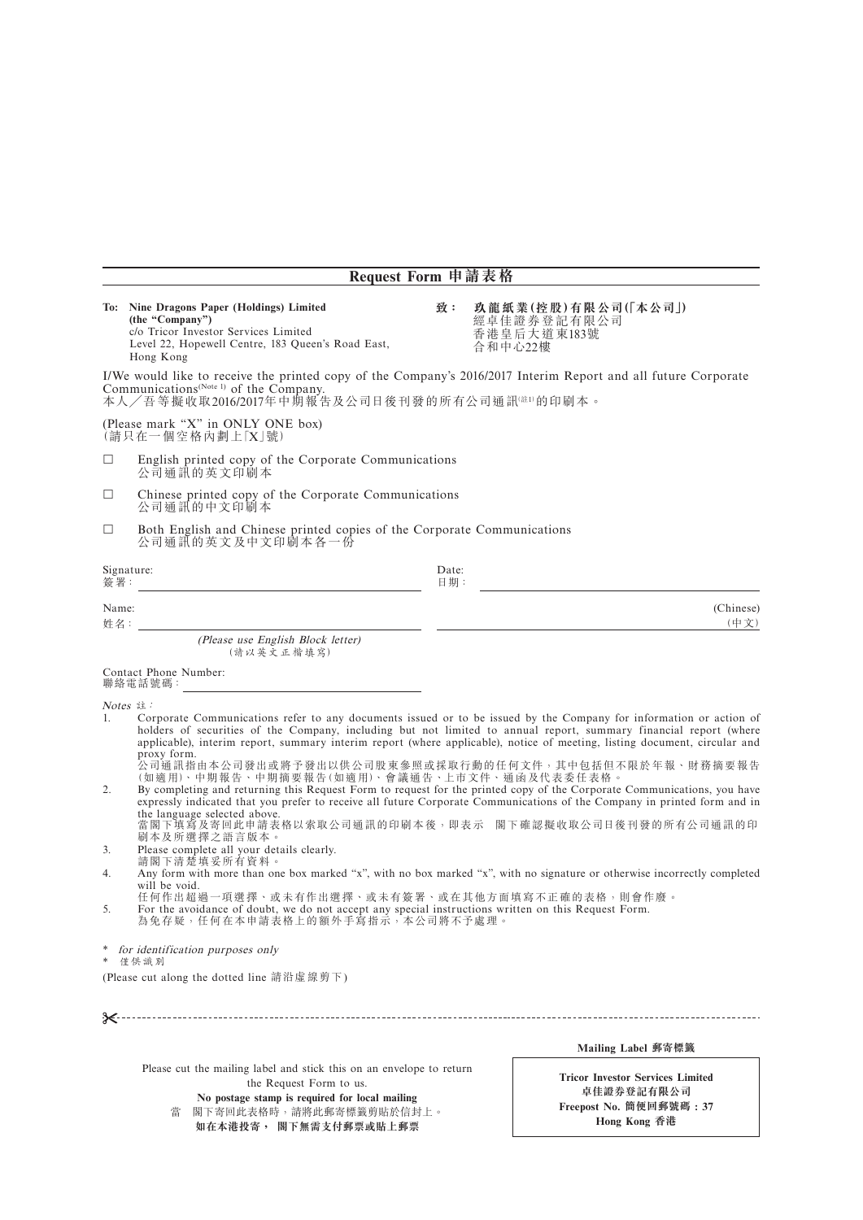# Request Form 申請表格

**To: Nine Dragons Paper (Holdings) Limited**
**(the "Company")**
c/o Tricor Investor Services Limited
Level 22, Hopewell Centre, 183 Queen's Road East,
Hong Kong

**致： 玖龍紙業(控股)有限公司(「本公司」)**
經卓佳證券登記有限公司
香港皇后大道東183號
合和中心22樓

I/We would like to receive the printed copy of the Company's 2016/2017 Interim Report and all future Corporate Communications(Note 1) of the Company.
本人／吾等擬收取2016/2017年中期報告及公司日後刊發的所有公司通訊(註1)的印刷本。

(Please mark "X" in ONLY ONE box)
(請只在一個空格內劃上「X」號)

☐ English printed copy of the Corporate Communications
公司通訊的英文印刷本

☐ Chinese printed copy of the Corporate Communications
公司通訊的中文印刷本

☐ Both English and Chinese printed copies of the Corporate Communications
公司通訊的英文及中文印刷本各一份

Signature:
簽署：

Date:
日期：

Name:
姓名：

(Chinese)
(中文)

*(Please use English Block letter)*
(請以英文正楷填寫)

Contact Phone Number:
聯絡電話號碼：

*Notes* 註：

1. Corporate Communications refer to any documents issued or to be issued by the Company for information or action of holders of securities of the Company, including but not limited to annual report, summary financial report (where applicable), interim report, summary interim report (where applicable), notice of meeting, listing document, circular and proxy form.
公司通訊指由本公司發出或將予發出以供公司股東參照或採取行動的任何文件，其中包括但不限於年報、財務摘要報告(如適用)、中期報告、中期摘要報告(如適用)、會議通告、上市文件、通函及代表委任表格。
2. By completing and returning this Request Form to request for the printed copy of the Corporate Communications, you have expressly indicated that you prefer to receive all future Corporate Communications of the Company in printed form and in the language selected above.
當閣下填寫及寄回此申請表格以索取公司通訊的印刷本後，即表示 閣下確認擬收取公司日後刊發的所有公司通訊的印刷本及所選擇之語言版本。
3. Please complete all your details clearly.
請閣下清楚填妥所有資料。
4. Any form with more than one box marked "x", with no box marked "x", with no signature or otherwise incorrectly completed will be void.
任何作出超過一項選擇、或未有作出選擇、或未有簽署、或在其他方面填寫不正確的表格，則會作廢。
5. For the avoidance of doubt, we do not accept any special instructions written on this Request Form.
為免存疑，任何在本申請表格上的額外手寫指示，本公司將不予處理。

\* *for identification purposes only*
\* 僅供識別

(Please cut along the dotted line 請沿虛線剪下)

✂-------------------------------------------------------------------------------------

Please cut the mailing label and stick this on an envelope to return the Request Form to us.
**No postage stamp is required for local mailing**
當 閣下寄回此表格時，請將此郵寄標籤剪貼於信封上。
**如在本港投寄， 閣下無需支付郵票或貼上郵票**

**Mailing Label 郵寄標籤**

**Tricor Investor Services Limited**
**卓佳證券登記有限公司**
**Freepost No. 簡便回郵號碼：37**
**Hong Kong 香港**